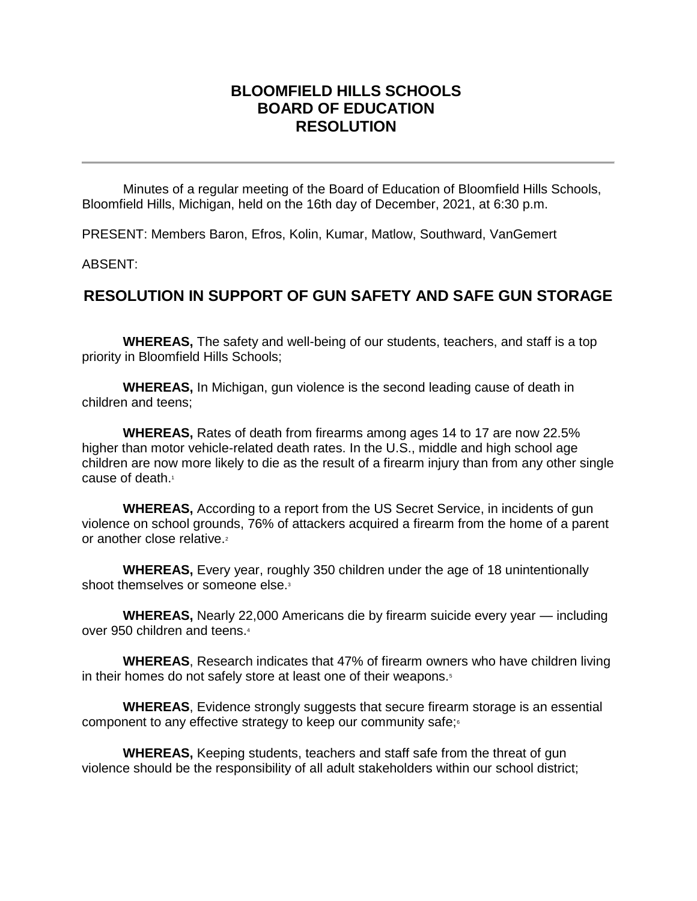# BLOOMFIELD HILLS SCHOOLS
# BOARD OF EDUCATION
# RESOLUTION

---

Minutes of a regular meeting of the Board of Education of Bloomfield Hills Schools, Bloomfield Hills, Michigan, held on the 16th day of December, 2021, at 6:30 p.m.

PRESENT: Members Baron, Efros, Kolin, Kumar, Matlow, Southward, VanGemert

ABSENT:

## RESOLUTION IN SUPPORT OF GUN SAFETY AND SAFE GUN STORAGE

**WHEREAS,** The safety and well-being of our students, teachers, and staff is a top priority in Bloomfield Hills Schools;

**WHEREAS,** In Michigan, gun violence is the second leading cause of death in children and teens;

**WHEREAS,** Rates of death from firearms among ages 14 to 17 are now 22.5% higher than motor vehicle-related death rates. In the U.S., middle and high school age children are now more likely to die as the result of a firearm injury than from any other single cause of death.[1]

**WHEREAS,** According to a report from the US Secret Service, in incidents of gun violence on school grounds, 76% of attackers acquired a firearm from the home of a parent or another close relative.[2]

**WHEREAS,** Every year, roughly 350 children under the age of 18 unintentionally shoot themselves or someone else.[3]

**WHEREAS,** Nearly 22,000 Americans die by firearm suicide every year — including over 950 children and teens.[4]

**WHEREAS**, Research indicates that 47% of firearm owners who have children living in their homes do not safely store at least one of their weapons.[5]

**WHEREAS**, Evidence strongly suggests that secure firearm storage is an essential component to any effective strategy to keep our community safe;[6]

**WHEREAS,** Keeping students, teachers and staff safe from the threat of gun violence should be the responsibility of all adult stakeholders within our school district;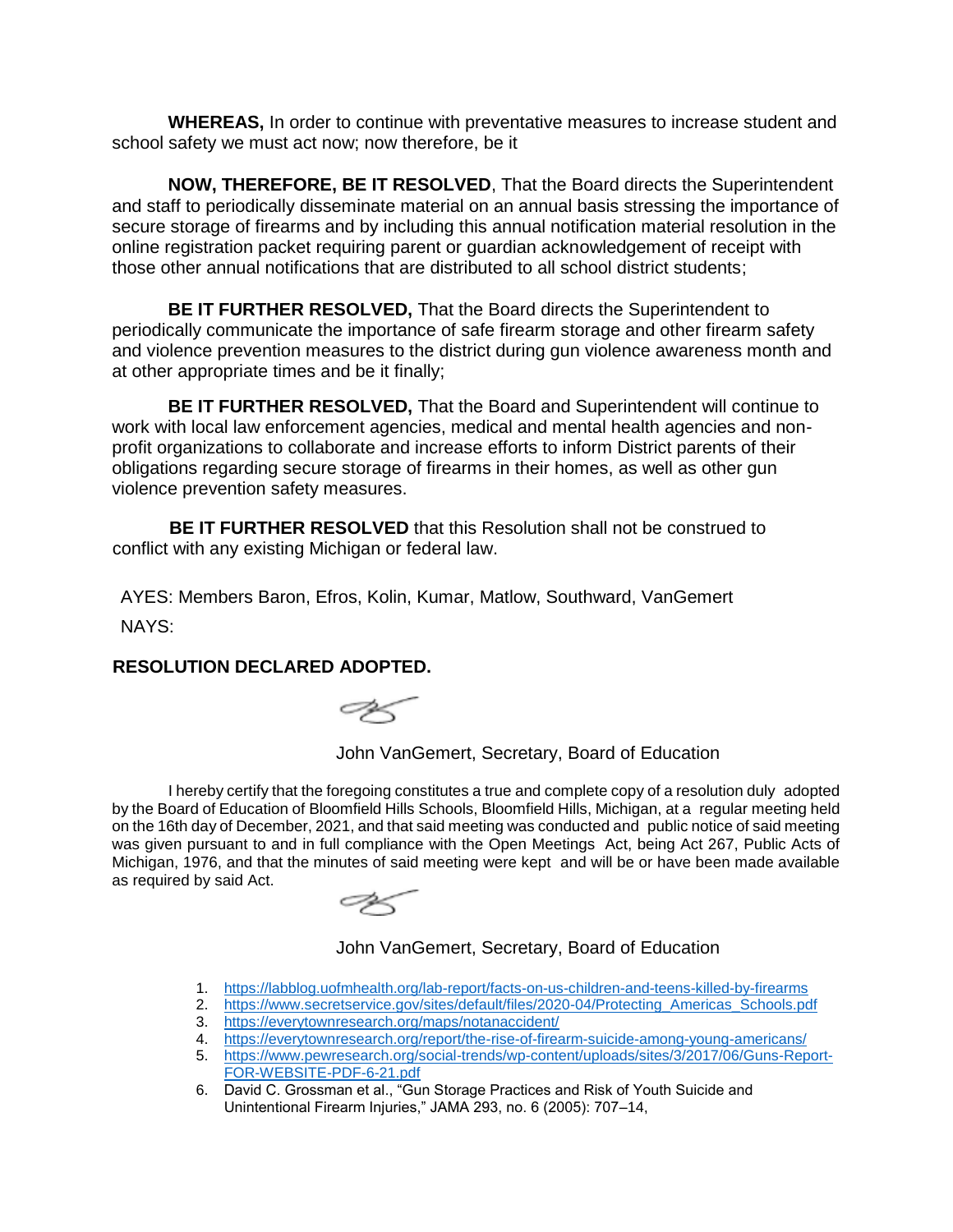**WHEREAS,** In order to continue with preventative measures to increase student and school safety we must act now; now therefore, be it

**NOW, THEREFORE, BE IT RESOLVED**, That the Board directs the Superintendent and staff to periodically disseminate material on an annual basis stressing the importance of secure storage of firearms and by including this annual notification material resolution in the online registration packet requiring parent or guardian acknowledgement of receipt with those other annual notifications that are distributed to all school district students;

**BE IT FURTHER RESOLVED,** That the Board directs the Superintendent to periodically communicate the importance of safe firearm storage and other firearm safety and violence prevention measures to the district during gun violence awareness month and at other appropriate times and be it finally;

**BE IT FURTHER RESOLVED,** That the Board and Superintendent will continue to work with local law enforcement agencies, medical and mental health agencies and non-profit organizations to collaborate and increase efforts to inform District parents of their obligations regarding secure storage of firearms in their homes, as well as other gun violence prevention safety measures.

**BE IT FURTHER RESOLVED** that this Resolution shall not be construed to conflict with any existing Michigan or federal law.

AYES: Members Baron, Efros, Kolin, Kumar, Matlow, Southward, VanGemert

NAYS:

**RESOLUTION DECLARED ADOPTED.**

John VanGemert, Secretary, Board of Education

I hereby certify that the foregoing constitutes a true and complete copy of a resolution duly adopted by the Board of Education of Bloomfield Hills Schools, Bloomfield Hills, Michigan, at a regular meeting held on the 16th day of December, 2021, and that said meeting was conducted and public notice of said meeting was given pursuant to and in full compliance with the Open Meetings Act, being Act 267, Public Acts of Michigan, 1976, and that the minutes of said meeting were kept and will be or have been made available as required by said Act.

John VanGemert, Secretary, Board of Education

1. https://labblog.uofmhealth.org/lab-report/facts-on-us-children-and-teens-killed-by-firearms
2. https://www.secretservice.gov/sites/default/files/2020-04/Protecting_Americas_Schools.pdf
3. https://everytownresearch.org/maps/notanaccident/
4. https://everytownresearch.org/report/the-rise-of-firearm-suicide-among-young-americans/
5. https://www.pewresearch.org/social-trends/wp-content/uploads/sites/3/2017/06/Guns-Report-FOR-WEBSITE-PDF-6-21.pdf
6. David C. Grossman et al., "Gun Storage Practices and Risk of Youth Suicide and Unintentional Firearm Injuries," JAMA 293, no. 6 (2005): 707–14,